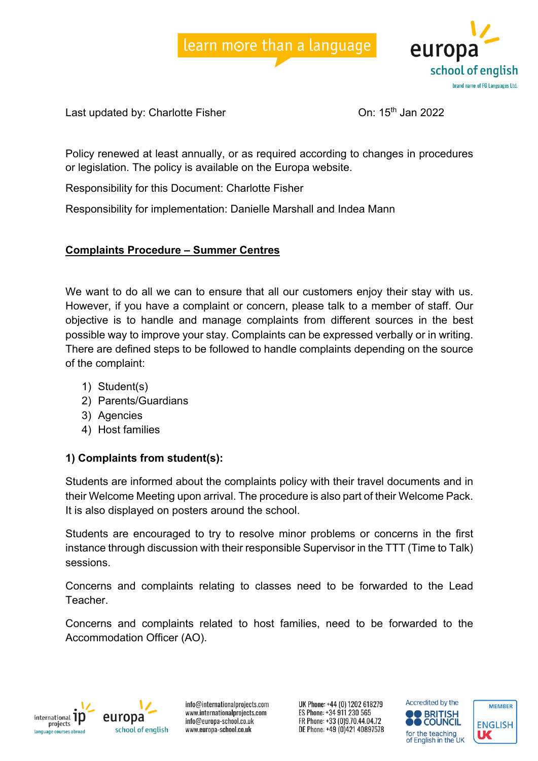Last updated by: Charlotte Fisher On: 15th Jan 2022

Policy renewed at least annually, or as required according to changes in procedures or legislation. The policy is available on the Europa website.

Responsibility for this Document: Charlotte Fisher

Responsibility for implementation: Danielle Marshall and Indea Mann

## Complaints Procedure – Summer Centres

We want to do all we can to ensure that all our customers enjoy their stay with us. However, if you have a complaint or concern, please talk to a member of staff. Our objective is to handle and manage complaints from different sources in the best possible way to improve your stay. Complaints can be expressed verbally or in writing. There are defined steps to be followed to handle complaints depending on the source of the complaint:

1) Student(s)
2) Parents/Guardians
3) Agencies
4) Host families

### 1) Complaints from student(s):

Students are informed about the complaints policy with their travel documents and in their Welcome Meeting upon arrival. The procedure is also part of their Welcome Pack. It is also displayed on posters around the school.

Students are encouraged to try to resolve minor problems or concerns in the first instance through discussion with their responsible Supervisor in the TTT (Time to Talk) sessions.

Concerns and complaints relating to classes need to be forwarded to the Lead Teacher.

Concerns and complaints related to host families, need to be forwarded to the Accommodation Officer (AO).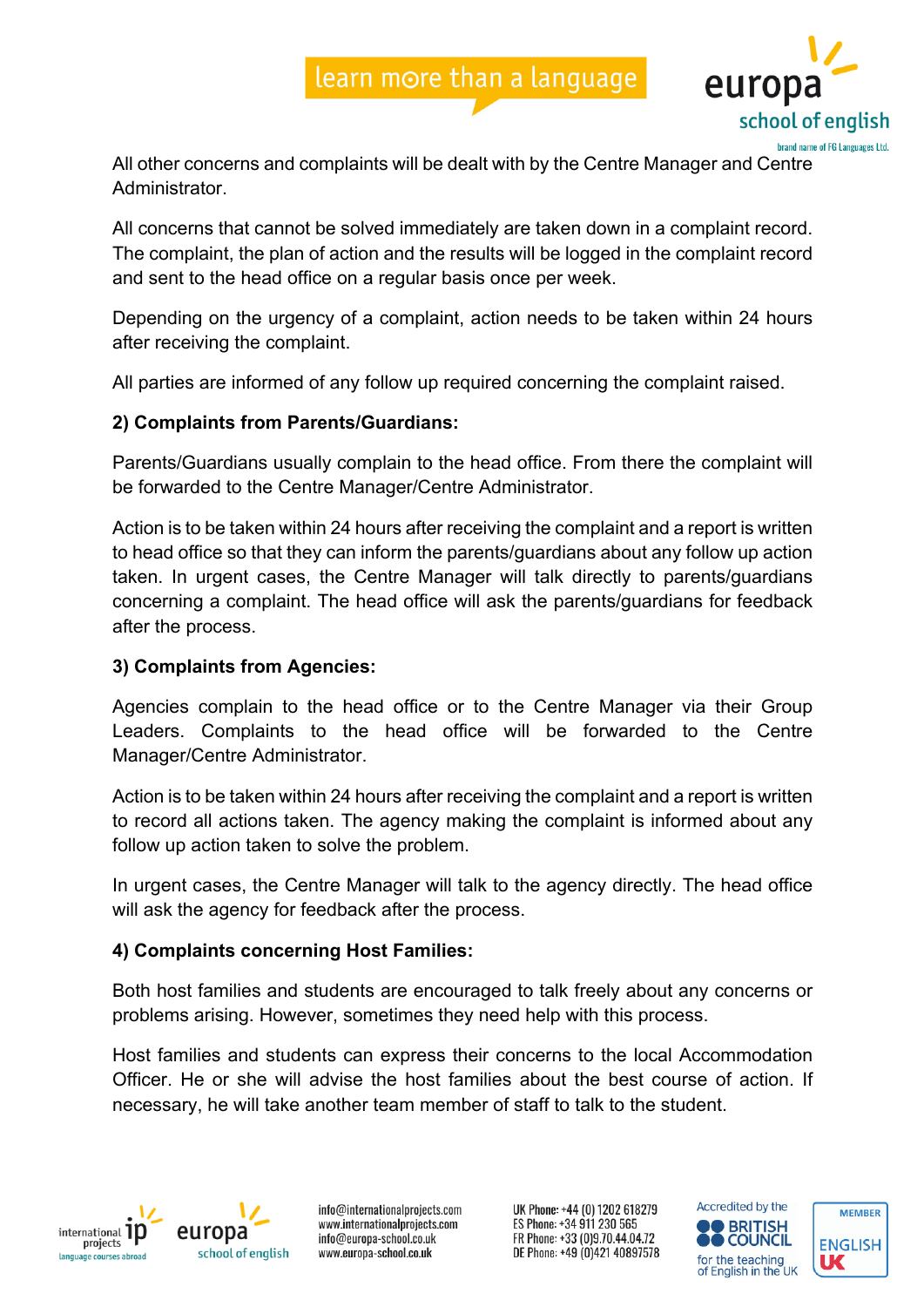All other concerns and complaints will be dealt with by the Centre Manager and Centre Administrator.

All concerns that cannot be solved immediately are taken down in a complaint record. The complaint, the plan of action and the results will be logged in the complaint record and sent to the head office on a regular basis once per week.

Depending on the urgency of a complaint, action needs to be taken within 24 hours after receiving the complaint.

All parties are informed of any follow up required concerning the complaint raised.

**2) Complaints from Parents/Guardians:**

Parents/Guardians usually complain to the head office. From there the complaint will be forwarded to the Centre Manager/Centre Administrator.

Action is to be taken within 24 hours after receiving the complaint and a report is written to head office so that they can inform the parents/guardians about any follow up action taken. In urgent cases, the Centre Manager will talk directly to parents/guardians concerning a complaint. The head office will ask the parents/guardians for feedback after the process.

**3) Complaints from Agencies:**

Agencies complain to the head office or to the Centre Manager via their Group Leaders. Complaints to the head office will be forwarded to the Centre Manager/Centre Administrator.

Action is to be taken within 24 hours after receiving the complaint and a report is written to record all actions taken. The agency making the complaint is informed about any follow up action taken to solve the problem.

In urgent cases, the Centre Manager will talk to the agency directly. The head office will ask the agency for feedback after the process.

**4) Complaints concerning Host Families:**

Both host families and students are encouraged to talk freely about any concerns or problems arising. However, sometimes they need help with this process.

Host families and students can express their concerns to the local Accommodation Officer. He or she will advise the host families about the best course of action. If necessary, he will take another team member of staff to talk to the student.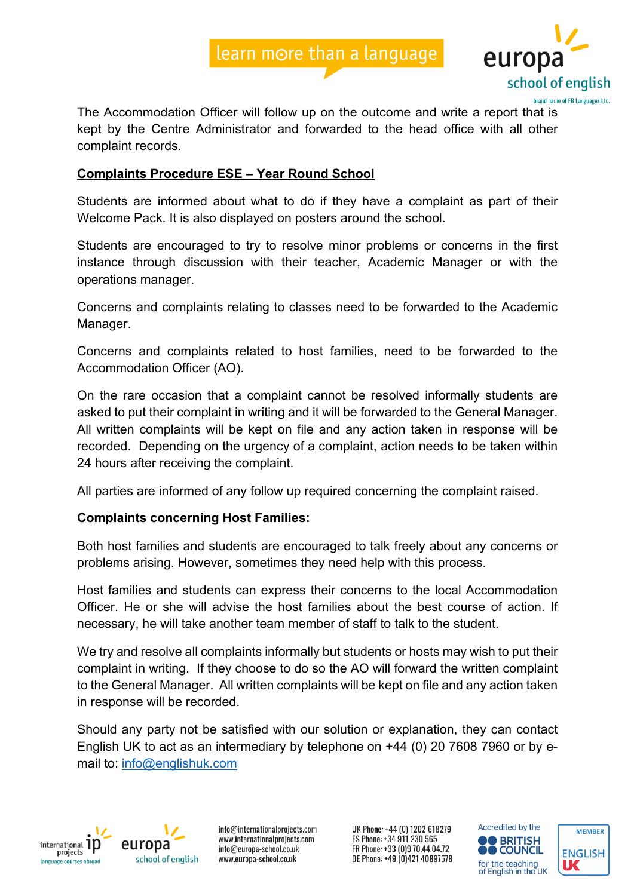The Accommodation Officer will follow up on the outcome and write a report that is kept by the Centre Administrator and forwarded to the head office with all other complaint records.

**Complaints Procedure ESE – Year Round School**

Students are informed about what to do if they have a complaint as part of their Welcome Pack. It is also displayed on posters around the school.

Students are encouraged to try to resolve minor problems or concerns in the first instance through discussion with their teacher, Academic Manager or with the operations manager.

Concerns and complaints relating to classes need to be forwarded to the Academic Manager.

Concerns and complaints related to host families, need to be forwarded to the Accommodation Officer (AO).

On the rare occasion that a complaint cannot be resolved informally students are asked to put their complaint in writing and it will be forwarded to the General Manager. All written complaints will be kept on file and any action taken in response will be recorded. Depending on the urgency of a complaint, action needs to be taken within 24 hours after receiving the complaint.

All parties are informed of any follow up required concerning the complaint raised.

**Complaints concerning Host Families:**

Both host families and students are encouraged to talk freely about any concerns or problems arising. However, sometimes they need help with this process.

Host families and students can express their concerns to the local Accommodation Officer. He or she will advise the host families about the best course of action. If necessary, he will take another team member of staff to talk to the student.

We try and resolve all complaints informally but students or hosts may wish to put their complaint in writing. If they choose to do so the AO will forward the written complaint to the General Manager. All written complaints will be kept on file and any action taken in response will be recorded.

Should any party not be satisfied with our solution or explanation, they can contact English UK to act as an intermediary by telephone on +44 (0) 20 7608 7960 or by e-mail to: info@englishuk.com